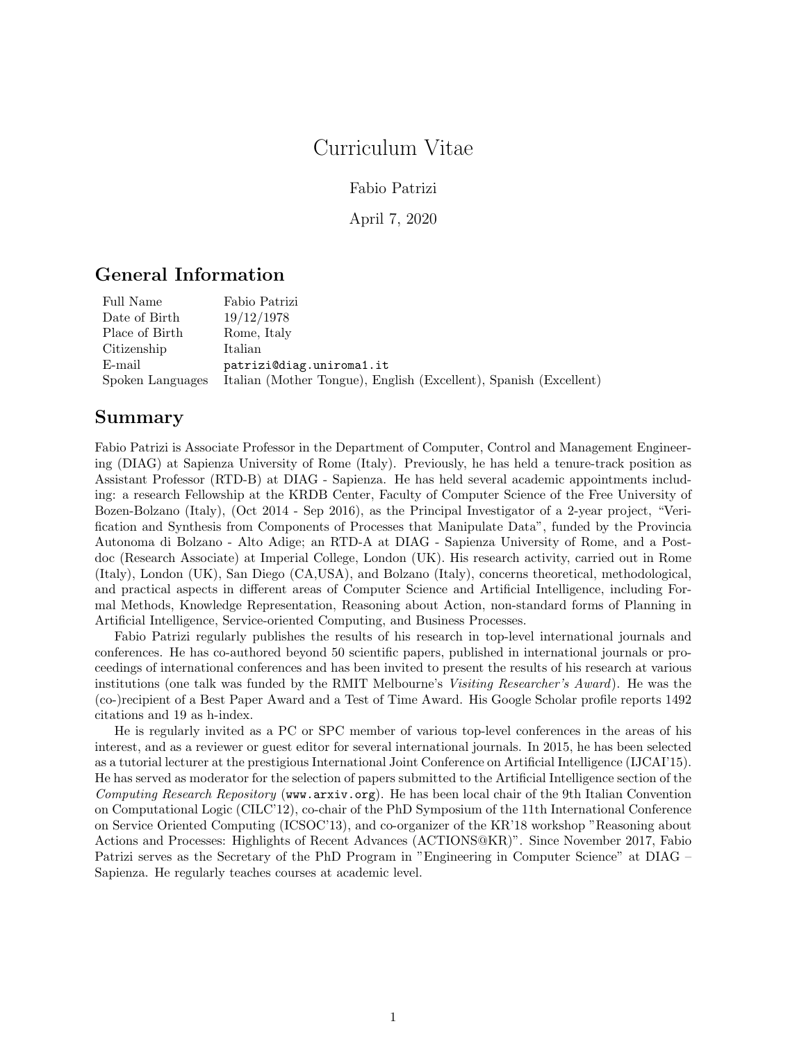# Curriculum Vitae

Fabio Patrizi

April 7, 2020

## General Information

| | |
|---|---|
| Full Name | Fabio Patrizi |
| Date of Birth | 19/12/1978 |
| Place of Birth | Rome, Italy |
| Citizenship | Italian |
| E-mail | `patrizi@diag.uniroma1.it` |
| Spoken Languages | Italian (Mother Tongue), English (Excellent), Spanish (Excellent) |

## Summary

Fabio Patrizi is Associate Professor in the Department of Computer, Control and Management Engineering (DIAG) at Sapienza University of Rome (Italy). Previously, he has held a tenure-track position as Assistant Professor (RTD-B) at DIAG - Sapienza. He has held several academic appointments including: a research Fellowship at the KRDB Center, Faculty of Computer Science of the Free University of Bozen-Bolzano (Italy), (Oct 2014 - Sep 2016), as the Principal Investigator of a 2-year project, "Verification and Synthesis from Components of Processes that Manipulate Data", funded by the Provincia Autonoma di Bolzano - Alto Adige; an RTD-A at DIAG - Sapienza University of Rome, and a Postdoc (Research Associate) at Imperial College, London (UK). His research activity, carried out in Rome (Italy), London (UK), San Diego (CA,USA), and Bolzano (Italy), concerns theoretical, methodological, and practical aspects in different areas of Computer Science and Artificial Intelligence, including Formal Methods, Knowledge Representation, Reasoning about Action, non-standard forms of Planning in Artificial Intelligence, Service-oriented Computing, and Business Processes.

Fabio Patrizi regularly publishes the results of his research in top-level international journals and conferences. He has co-authored beyond 50 scientific papers, published in international journals or proceedings of international conferences and has been invited to present the results of his research at various institutions (one talk was funded by the RMIT Melbourne's *Visiting Researcher's Award*). He was the (co-)recipient of a Best Paper Award and a Test of Time Award. His Google Scholar profile reports 1492 citations and 19 as h-index.

He is regularly invited as a PC or SPC member of various top-level conferences in the areas of his interest, and as a reviewer or guest editor for several international journals. In 2015, he has been selected as a tutorial lecturer at the prestigious International Joint Conference on Artificial Intelligence (IJCAI'15). He has served as moderator for the selection of papers submitted to the Artificial Intelligence section of the *Computing Research Repository* (`www.arxiv.org`). He has been local chair of the 9th Italian Convention on Computational Logic (CILC'12), co-chair of the PhD Symposium of the 11th International Conference on Service Oriented Computing (ICSOC'13), and co-organizer of the KR'18 workshop "Reasoning about Actions and Processes: Highlights of Recent Advances (ACTIONS@KR)". Since November 2017, Fabio Patrizi serves as the Secretary of the PhD Program in "Engineering in Computer Science" at DIAG – Sapienza. He regularly teaches courses at academic level.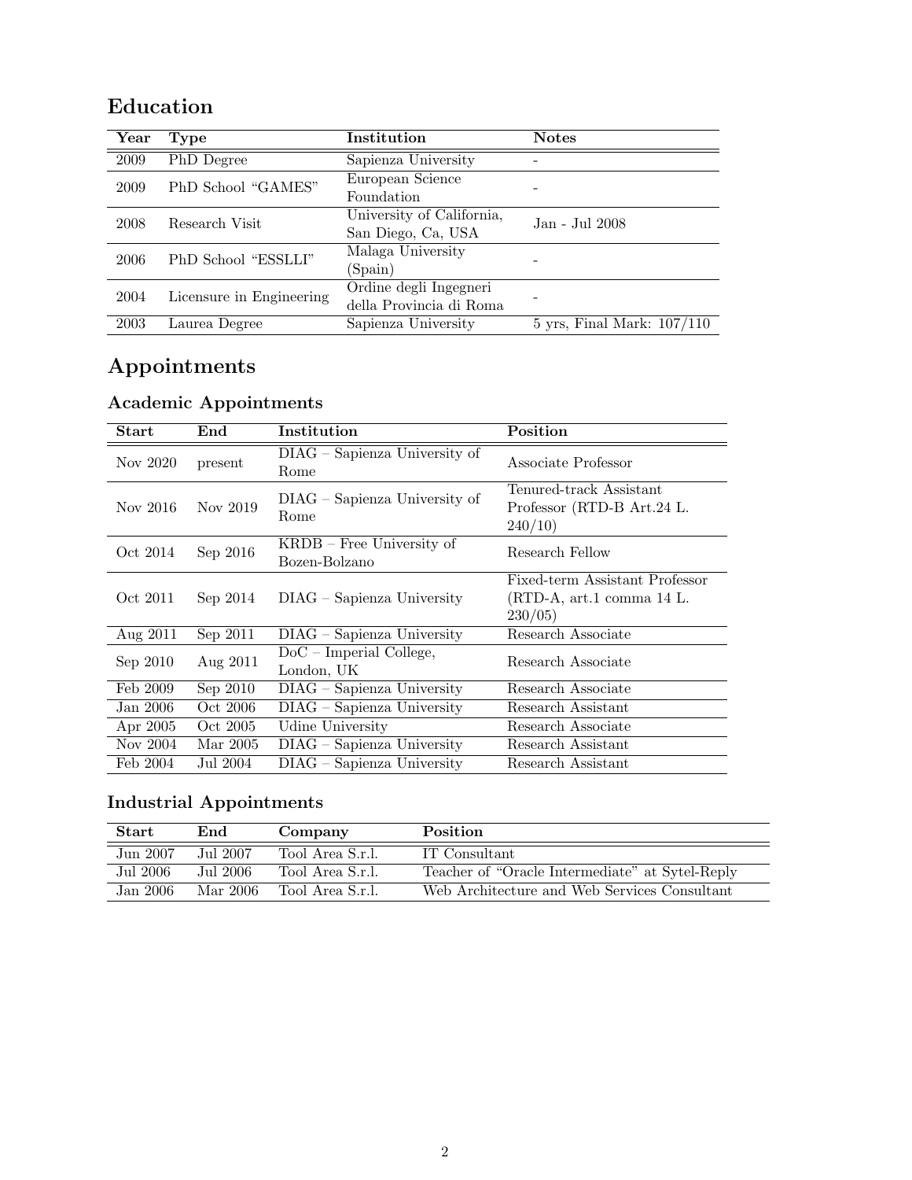# Education

| Year | Type | Institution | Notes |
| --- | --- | --- | --- |
| 2009 | PhD Degree | Sapienza University | - |
| 2009 | PhD School "GAMES" | European Science Foundation | - |
| 2008 | Research Visit | University of California, San Diego, Ca, USA | Jan - Jul 2008 |
| 2006 | PhD School "ESSLLI" | Malaga University (Spain) | - |
| 2004 | Licensure in Engineering | Ordine degli Ingegneri della Provincia di Roma | - |
| 2003 | Laurea Degree | Sapienza University | 5 yrs, Final Mark: 107/110 |

# Appointments

## Academic Appointments

| Start | End | Institution | Position |
| --- | --- | --- | --- |
| Nov 2020 | present | DIAG – Sapienza University of Rome | Associate Professor |
| Nov 2016 | Nov 2019 | DIAG – Sapienza University of Rome | Tenured-track Assistant Professor (RTD-B Art.24 L. 240/10) |
| Oct 2014 | Sep 2016 | KRDB – Free University of Bozen-Bolzano | Research Fellow |
| Oct 2011 | Sep 2014 | DIAG – Sapienza University | Fixed-term Assistant Professor (RTD-A, art.1 comma 14 L. 230/05) |
| Aug 2011 | Sep 2011 | DIAG – Sapienza University | Research Associate |
| Sep 2010 | Aug 2011 | DoC – Imperial College, London, UK | Research Associate |
| Feb 2009 | Sep 2010 | DIAG – Sapienza University | Research Associate |
| Jan 2006 | Oct 2006 | DIAG – Sapienza University | Research Assistant |
| Apr 2005 | Oct 2005 | Udine University | Research Associate |
| Nov 2004 | Mar 2005 | DIAG – Sapienza University | Research Assistant |
| Feb 2004 | Jul 2004 | DIAG – Sapienza University | Research Assistant |

## Industrial Appointments

| Start | End | Company | Position |
| --- | --- | --- | --- |
| Jun 2007 | Jul 2007 | Tool Area S.r.l. | IT Consultant |
| Jul 2006 | Jul 2006 | Tool Area S.r.l. | Teacher of "Oracle Intermediate" at Sytel-Reply |
| Jan 2006 | Mar 2006 | Tool Area S.r.l. | Web Architecture and Web Services Consultant |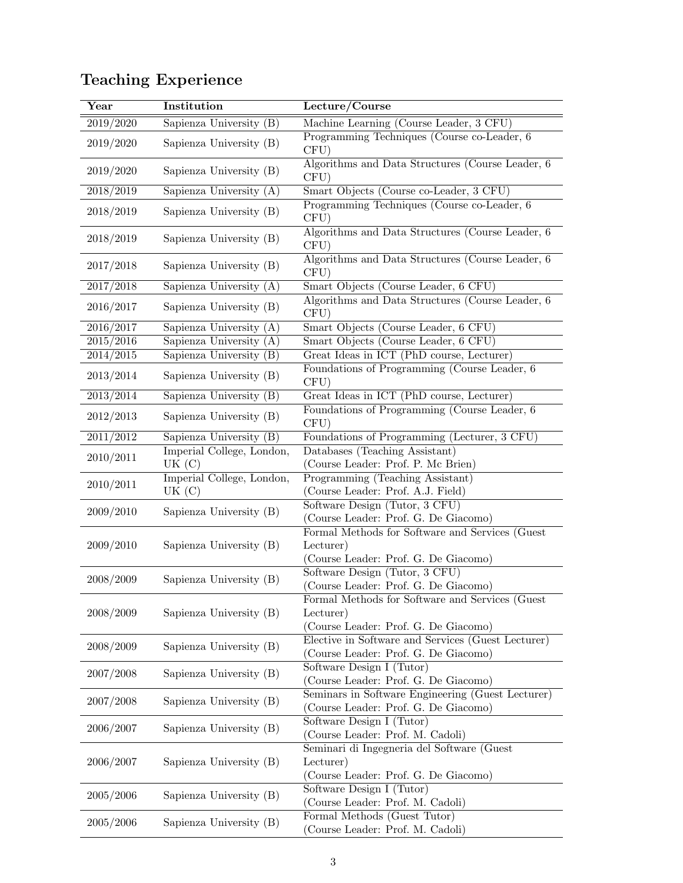## Teaching Experience

| Year | Institution | Lecture/Course |
|---|---|---|
| 2019/2020 | Sapienza University (B) | Machine Learning (Course Leader, 3 CFU) |
| 2019/2020 | Sapienza University (B) | Programming Techniques (Course co-Leader, 6 CFU) |
| 2019/2020 | Sapienza University (B) | Algorithms and Data Structures (Course Leader, 6 CFU) |
| 2018/2019 | Sapienza University (A) | Smart Objects (Course co-Leader, 3 CFU) |
| 2018/2019 | Sapienza University (B) | Programming Techniques (Course co-Leader, 6 CFU) |
| 2018/2019 | Sapienza University (B) | Algorithms and Data Structures (Course Leader, 6 CFU) |
| 2017/2018 | Sapienza University (B) | Algorithms and Data Structures (Course Leader, 6 CFU) |
| 2017/2018 | Sapienza University (A) | Smart Objects (Course Leader, 6 CFU) |
| 2016/2017 | Sapienza University (B) | Algorithms and Data Structures (Course Leader, 6 CFU) |
| 2016/2017 | Sapienza University (A) | Smart Objects (Course Leader, 6 CFU) |
| 2015/2016 | Sapienza University (A) | Smart Objects (Course Leader, 6 CFU) |
| 2014/2015 | Sapienza University (B) | Great Ideas in ICT (PhD course, Lecturer) |
| 2013/2014 | Sapienza University (B) | Foundations of Programming (Course Leader, 6 CFU) |
| 2013/2014 | Sapienza University (B) | Great Ideas in ICT (PhD course, Lecturer) |
| 2012/2013 | Sapienza University (B) | Foundations of Programming (Course Leader, 6 CFU) |
| 2011/2012 | Sapienza University (B) | Foundations of Programming (Lecturer, 3 CFU) |
| 2010/2011 | Imperial College, London, UK (C) | Databases (Teaching Assistant) (Course Leader: Prof. P. Mc Brien) |
| 2010/2011 | Imperial College, London, UK (C) | Programming (Teaching Assistant) (Course Leader: Prof. A.J. Field) |
| 2009/2010 | Sapienza University (B) | Software Design (Tutor, 3 CFU) (Course Leader: Prof. G. De Giacomo) |
| 2009/2010 | Sapienza University (B) | Formal Methods for Software and Services (Guest Lecturer) (Course Leader: Prof. G. De Giacomo) |
| 2008/2009 | Sapienza University (B) | Software Design (Tutor, 3 CFU) (Course Leader: Prof. G. De Giacomo) |
| 2008/2009 | Sapienza University (B) | Formal Methods for Software and Services (Guest Lecturer) (Course Leader: Prof. G. De Giacomo) |
| 2008/2009 | Sapienza University (B) | Elective in Software and Services (Guest Lecturer) (Course Leader: Prof. G. De Giacomo) |
| 2007/2008 | Sapienza University (B) | Software Design I (Tutor) (Course Leader: Prof. G. De Giacomo) |
| 2007/2008 | Sapienza University (B) | Seminars in Software Engineering (Guest Lecturer) (Course Leader: Prof. G. De Giacomo) |
| 2006/2007 | Sapienza University (B) | Software Design I (Tutor) (Course Leader: Prof. M. Cadoli) |
| 2006/2007 | Sapienza University (B) | Seminari di Ingegneria del Software (Guest Lecturer) (Course Leader: Prof. G. De Giacomo) |
| 2005/2006 | Sapienza University (B) | Software Design I (Tutor) (Course Leader: Prof. M. Cadoli) |
| 2005/2006 | Sapienza University (B) | Formal Methods (Guest Tutor) (Course Leader: Prof. M. Cadoli) |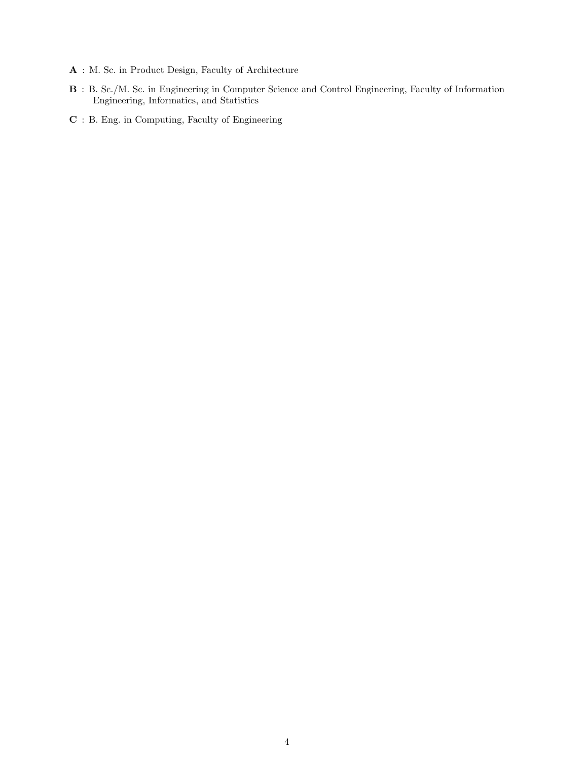- **A** : M. Sc. in Product Design, Faculty of Architecture
- **B** : B. Sc./M. Sc. in Engineering in Computer Science and Control Engineering, Faculty of Information Engineering, Informatics, and Statistics
- **C** : B. Eng. in Computing, Faculty of Engineering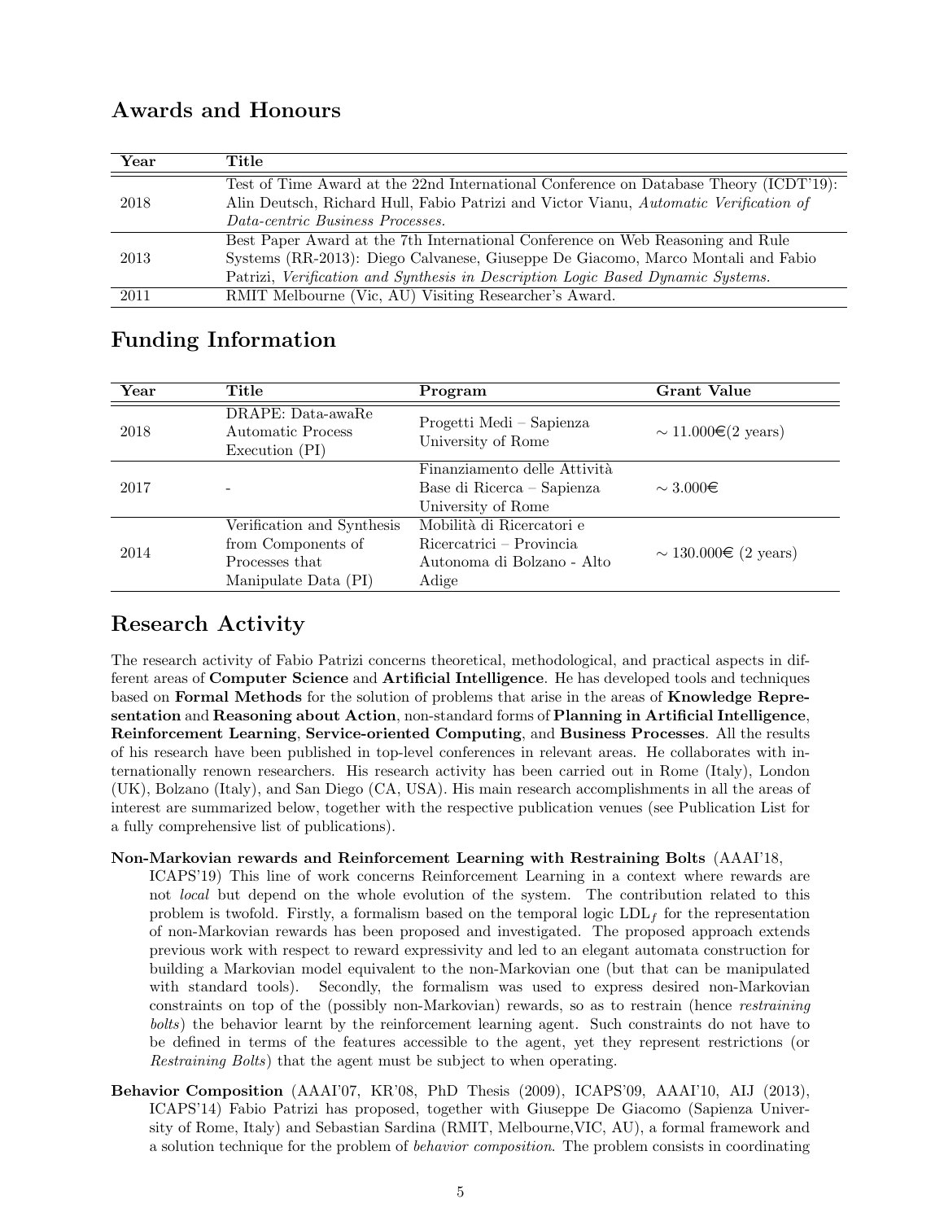## Awards and Honours

| Year | Title |
|---|---|
| 2018 | Test of Time Award at the 22nd International Conference on Database Theory (ICDT'19): Alin Deutsch, Richard Hull, Fabio Patrizi and Victor Vianu, *Automatic Verification of Data-centric Business Processes.* |
| 2013 | Best Paper Award at the 7th International Conference on Web Reasoning and Rule Systems (RR-2013): Diego Calvanese, Giuseppe De Giacomo, Marco Montali and Fabio Patrizi, *Verification and Synthesis in Description Logic Based Dynamic Systems.* |
| 2011 | RMIT Melbourne (Vic, AU) Visiting Researcher's Award. |

## Funding Information

| Year | Title | Program | Grant Value |
|---|---|---|---|
| 2018 | DRAPE: Data-awaRe Automatic Process Execution (PI) | Progetti Medi – Sapienza University of Rome | ∼ 11.000€(2 years) |
| 2017 | - | Finanziamento delle Attività Base di Ricerca – Sapienza University of Rome | ∼ 3.000€ |
| 2014 | Verification and Synthesis from Components of Processes that Manipulate Data (PI) | Mobilità di Ricercatori e Ricercatrici – Provincia Autonoma di Bolzano - Alto Adige | ∼ 130.000€ (2 years) |

## Research Activity

The research activity of Fabio Patrizi concerns theoretical, methodological, and practical aspects in different areas of **Computer Science** and **Artificial Intelligence**. He has developed tools and techniques based on **Formal Methods** for the solution of problems that arise in the areas of **Knowledge Representation** and **Reasoning about Action**, non-standard forms of **Planning in Artificial Intelligence**, **Reinforcement Learning**, **Service-oriented Computing**, and **Business Processes**. All the results of his research have been published in top-level conferences in relevant areas. He collaborates with internationally renown researchers. His research activity has been carried out in Rome (Italy), London (UK), Bolzano (Italy), and San Diego (CA, USA). His main research accomplishments in all the areas of interest are summarized below, together with the respective publication venues (see Publication List for a fully comprehensive list of publications).

**Non-Markovian rewards and Reinforcement Learning with Restraining Bolts** (AAAI'18, ICAPS'19) This line of work concerns Reinforcement Learning in a context where rewards are not *local* but depend on the whole evolution of the system. The contribution related to this problem is twofold. Firstly, a formalism based on the temporal logic $LDL_f$ for the representation of non-Markovian rewards has been proposed and investigated. The proposed approach extends previous work with respect to reward expressivity and led to an elegant automata construction for building a Markovian model equivalent to the non-Markovian one (but that can be manipulated with standard tools). Secondly, the formalism was used to express desired non-Markovian constraints on top of the (possibly non-Markovian) rewards, so as to restrain (hence *restraining bolts*) the behavior learnt by the reinforcement learning agent. Such constraints do not have to be defined in terms of the features accessible to the agent, yet they represent restrictions (or *Restraining Bolts*) that the agent must be subject to when operating.

**Behavior Composition** (AAAI'07, KR'08, PhD Thesis (2009), ICAPS'09, AAAI'10, AIJ (2013), ICAPS'14) Fabio Patrizi has proposed, together with Giuseppe De Giacomo (Sapienza University of Rome, Italy) and Sebastian Sardina (RMIT, Melbourne,VIC, AU), a formal framework and a solution technique for the problem of *behavior composition*. The problem consists in coordinating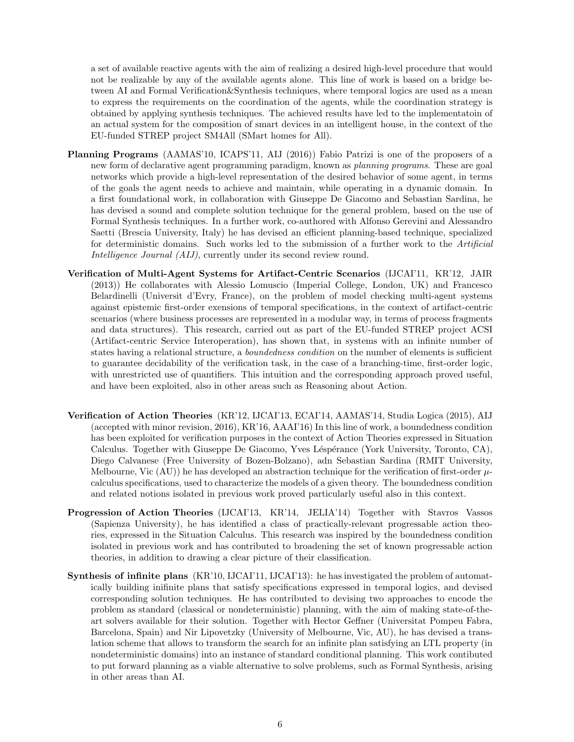a set of available reactive agents with the aim of realizing a desired high-level procedure that would not be realizable by any of the available agents alone. This line of work is based on a bridge between AI and Formal Verification&Synthesis techniques, where temporal logics are used as a mean to express the requirements on the coordination of the agents, while the coordination strategy is obtained by applying synthesis techniques. The achieved results have led to the implementatoin of an actual system for the composition of smart devices in an intelligent house, in the context of the EU-funded STREP project SM4All (SMart homes for All).

**Planning Programs** (AAMAS'10, ICAPS'11, AIJ (2016)) Fabio Patrizi is one of the proposers of a new form of declarative agent programming paradigm, known as *planning programs*. These are goal networks which provide a high-level representation of the desired behavior of some agent, in terms of the goals the agent needs to achieve and maintain, while operating in a dynamic domain. In a first foundational work, in collaboration with Giuseppe De Giacomo and Sebastian Sardina, he has devised a sound and complete solution technique for the general problem, based on the use of Formal Synthesis techniques. In a further work, co-authored with Alfonso Gerevini and Alessandro Saetti (Brescia University, Italy) he has devised an efficient planning-based technique, specialized for deterministic domains. Such works led to the submission of a further work to the *Artificial Intelligence Journal (AIJ)*, currently under its second review round.

**Verification of Multi-Agent Systems for Artifact-Centric Scenarios** (IJCAI'11, KR'12, JAIR (2013)) He collaborates with Alessio Lomuscio (Imperial College, London, UK) and Francesco Belardinelli (Universit d'Evry, France), on the problem of model checking multi-agent systems against epistemic first-order exensions of temporal specifications, in the context of artifact-centric scenarios (where business processes are represented in a modular way, in terms of process fragments and data structures). This research, carried out as part of the EU-funded STREP project ACSI (Artifact-centric Service Interoperation), has shown that, in systems with an infinite number of states having a relational structure, a *boundedness condition* on the number of elements is sufficient to guarantee decidability of the verification task, in the case of a branching-time, first-order logic, with unrestricted use of quantifiers. This intuition and the corresponding approach proved useful, and have been exploited, also in other areas such as Reasoning about Action.

**Verification of Action Theories** (KR'12, IJCAI'13, ECAI'14, AAMAS'14, Studia Logica (2015), AIJ (accepted with minor revision, 2016), KR'16, AAAI'16) In this line of work, a boundedness condition has been exploited for verification purposes in the context of Action Theories expressed in Situation Calculus. Together with Giuseppe De Giacomo, Yves Léspérance (York University, Toronto, CA), Diego Calvanese (Free University of Bozen-Bolzano), adn Sebastian Sardina (RMIT University, Melbourne, Vic (AU)) he has developed an abstraction technique for the verification of first-order $\mu$-calculus specifications, used to characterize the models of a given theory. The boundedness condition and related notions isolated in previous work proved particularly useful also in this context.

**Progression of Action Theories** (IJCAI'13, KR'14, JELIA'14) Together with Stavros Vassos (Sapienza University), he has identified a class of practically-relevant progressable action theories, expressed in the Situation Calculus. This research was inspired by the boundedness condition isolated in previous work and has contributed to broadening the set of known progressable action theories, in addition to drawing a clear picture of their classification.

**Synthesis of infinite plans** (KR'10, IJCAI'11, IJCAI'13): he has investigated the problem of automatically building inifinite plans that satisfy specifications expressed in temporal logics, and devised corresponding solution techniques. He has contributed to devising two approaches to encode the problem as standard (classical or nondeterministic) planning, with the aim of making state-of-the-art solvers available for their solution. Together with Hector Geffner (Universitat Pompeu Fabra, Barcelona, Spain) and Nir Lipovetzky (University of Melbourne, Vic, AU), he has devised a translation scheme that allows to transform the search for an infinite plan satisfying an LTL property (in nondeterministic domains) into an instance of standard conditional planning. This work contibuted to put forward planning as a viable alternative to solve problems, such as Formal Synthesis, arising in other areas than AI.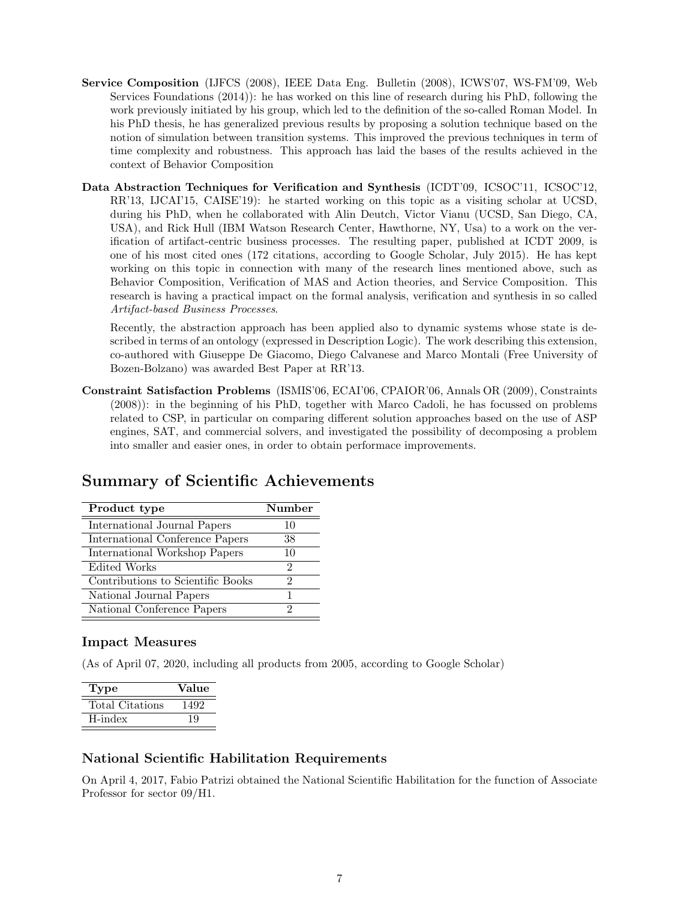**Service Composition** (IJFCS (2008), IEEE Data Eng. Bulletin (2008), ICWS'07, WS-FM'09, Web Services Foundations (2014)): he has worked on this line of research during his PhD, following the work previously initiated by his group, which led to the definition of the so-called Roman Model. In his PhD thesis, he has generalized previous results by proposing a solution technique based on the notion of simulation between transition systems. This improved the previous techniques in term of time complexity and robustness. This approach has laid the bases of the results achieved in the context of Behavior Composition

**Data Abstraction Techniques for Verification and Synthesis** (ICDT'09, ICSOC'11, ICSOC'12, RR'13, IJCAI'15, CAISE'19): he started working on this topic as a visiting scholar at UCSD, during his PhD, when he collaborated with Alin Deutch, Victor Vianu (UCSD, San Diego, CA, USA), and Rick Hull (IBM Watson Research Center, Hawthorne, NY, Usa) to a work on the verification of artifact-centric business processes. The resulting paper, published at ICDT 2009, is one of his most cited ones (172 citations, according to Google Scholar, July 2015). He has kept working on this topic in connection with many of the research lines mentioned above, such as Behavior Composition, Verification of MAS and Action theories, and Service Composition. This research is having a practical impact on the formal analysis, verification and synthesis in so called *Artifact-based Business Processes*.

Recently, the abstraction approach has been applied also to dynamic systems whose state is described in terms of an ontology (expressed in Description Logic). The work describing this extension, co-authored with Giuseppe De Giacomo, Diego Calvanese and Marco Montali (Free University of Bozen-Bolzano) was awarded Best Paper at RR'13.

**Constraint Satisfaction Problems** (ISMIS'06, ECAI'06, CPAIOR'06, Annals OR (2009), Constraints (2008)): in the beginning of his PhD, together with Marco Cadoli, he has focussed on problems related to CSP, in particular on comparing different solution approaches based on the use of ASP engines, SAT, and commercial solvers, and investigated the possibility of decomposing a problem into smaller and easier ones, in order to obtain performace improvements.

# Summary of Scientific Achievements

| Product type | Number |
|---|---|
| International Journal Papers | 10 |
| International Conference Papers | 38 |
| International Workshop Papers | 10 |
| Edited Works | 2 |
| Contributions to Scientific Books | 2 |
| National Journal Papers | 1 |
| National Conference Papers | 2 |

## Impact Measures

(As of April 07, 2020, including all products from 2005, according to Google Scholar)

| Type | Value |
|---|---|
| Total Citations | 1492 |
| H-index | 19 |

## National Scientific Habilitation Requirements

On April 4, 2017, Fabio Patrizi obtained the National Scientific Habilitation for the function of Associate Professor for sector 09/H1.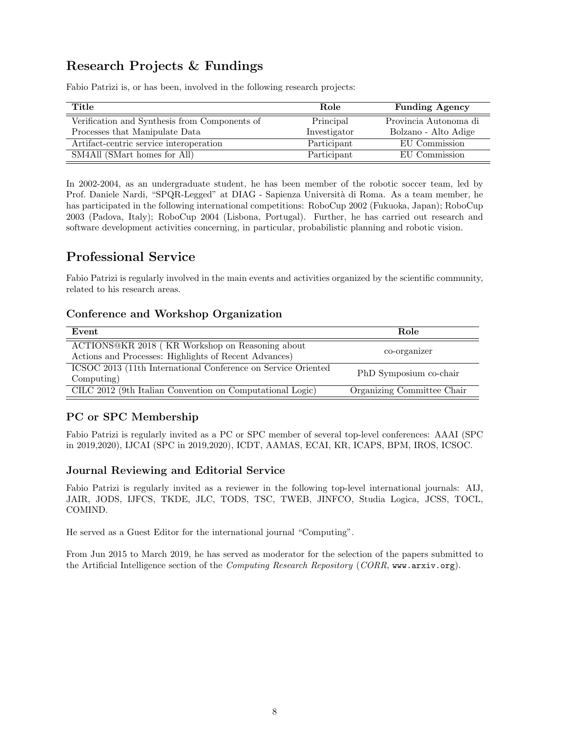## Research Projects & Fundings

Fabio Patrizi is, or has been, involved in the following research projects:

| Title | Role | Funding Agency |
|---|---|---|
| Verification and Synthesis from Components of Processes that Manipulate Data | Principal Investigator | Provincia Autonoma di Bolzano - Alto Adige |
| Artifact-centric service interoperation | Participant | EU Commission |
| SM4All (SMart homes for All) | Participant | EU Commission |

In 2002-2004, as an undergraduate student, he has been member of the robotic soccer team, led by Prof. Daniele Nardi, "SPQR-Legged" at DIAG - Sapienza Università di Roma. As a team member, he has participated in the following international competitions: RoboCup 2002 (Fukuoka, Japan); RoboCup 2003 (Padova, Italy); RoboCup 2004 (Lisbona, Portugal). Further, he has carried out research and software development activities concerning, in particular, probabilistic planning and robotic vision.

## Professional Service

Fabio Patrizi is regularly involved in the main events and activities organized by the scientific community, related to his research areas.

### Conference and Workshop Organization

| Event | Role |
|---|---|
| ACTIONS@KR 2018 ( KR Workshop on Reasoning about Actions and Processes: Highlights of Recent Advances) | co-organizer |
| ICSOC 2013 (11th International Conference on Service Oriented Computing) | PhD Symposium co-chair |
| CILC 2012 (9th Italian Convention on Computational Logic) | Organizing Committee Chair |

### PC or SPC Membership

Fabio Patrizi is regularly invited as a PC or SPC member of several top-level conferences: AAAI (SPC in 2019,2020), IJCAI (SPC in 2019,2020), ICDT, AAMAS, ECAI, KR, ICAPS, BPM, IROS, ICSOC.

### Journal Reviewing and Editorial Service

Fabio Patrizi is regularly invited as a reviewer in the following top-level international journals: AIJ, JAIR, JODS, IJFCS, TKDE, JLC, TODS, TSC, TWEB, JINFCO, Studia Logica, JCSS, TOCL, COMIND.

He served as a Guest Editor for the international journal "Computing".

From Jun 2015 to March 2019, he has served as moderator for the selection of the papers submitted to the Artificial Intelligence section of the *Computing Research Repository* (*CORR*, `www.arxiv.org`).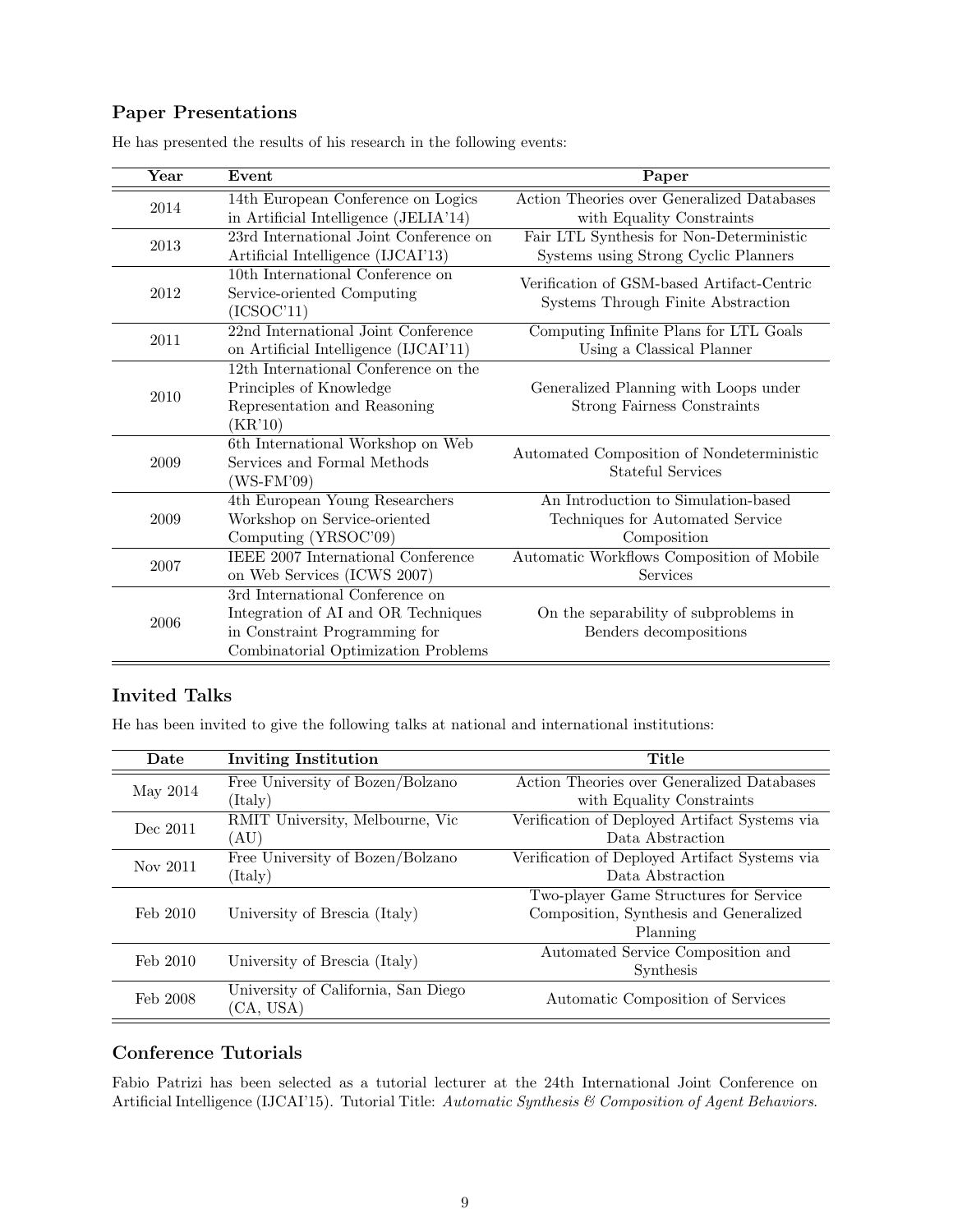## Paper Presentations

He has presented the results of his research in the following events:

| Year | Event | Paper |
|---|---|---|
| 2014 | 14th European Conference on Logics in Artificial Intelligence (JELIA'14) | Action Theories over Generalized Databases with Equality Constraints |
| 2013 | 23rd International Joint Conference on Artificial Intelligence (IJCAI'13) | Fair LTL Synthesis for Non-Deterministic Systems using Strong Cyclic Planners |
| 2012 | 10th International Conference on Service-oriented Computing (ICSOC'11) | Verification of GSM-based Artifact-Centric Systems Through Finite Abstraction |
| 2011 | 22nd International Joint Conference on Artificial Intelligence (IJCAI'11) | Computing Infinite Plans for LTL Goals Using a Classical Planner |
| 2010 | 12th International Conference on the Principles of Knowledge Representation and Reasoning (KR'10) | Generalized Planning with Loops under Strong Fairness Constraints |
| 2009 | 6th International Workshop on Web Services and Formal Methods (WS-FM'09) | Automated Composition of Nondeterministic Stateful Services |
| 2009 | 4th European Young Researchers Workshop on Service-oriented Computing (YRSOC'09) | An Introduction to Simulation-based Techniques for Automated Service Composition |
| 2007 | IEEE 2007 International Conference on Web Services (ICWS 2007) | Automatic Workflows Composition of Mobile Services |
| 2006 | 3rd International Conference on Integration of AI and OR Techniques in Constraint Programming for Combinatorial Optimization Problems | On the separability of subproblems in Benders decompositions |

## Invited Talks

He has been invited to give the following talks at national and international institutions:

| Date | Inviting Institution | Title |
|---|---|---|
| May 2014 | Free University of Bozen/Bolzano (Italy) | Action Theories over Generalized Databases with Equality Constraints |
| Dec 2011 | RMIT University, Melbourne, Vic (AU) | Verification of Deployed Artifact Systems via Data Abstraction |
| Nov 2011 | Free University of Bozen/Bolzano (Italy) | Verification of Deployed Artifact Systems via Data Abstraction |
| Feb 2010 | University of Brescia (Italy) | Two-player Game Structures for Service Composition, Synthesis and Generalized Planning |
| Feb 2010 | University of Brescia (Italy) | Automated Service Composition and Synthesis |
| Feb 2008 | University of California, San Diego (CA, USA) | Automatic Composition of Services |

## Conference Tutorials

Fabio Patrizi has been selected as a tutorial lecturer at the 24th International Joint Conference on Artificial Intelligence (IJCAI'15). Tutorial Title: *Automatic Synthesis & Composition of Agent Behaviors.*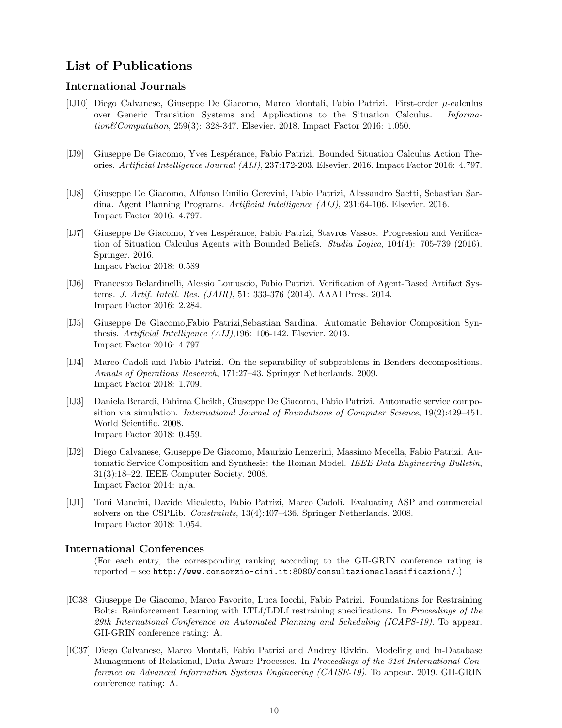# List of Publications

## International Journals

[IJ10] Diego Calvanese, Giuseppe De Giacomo, Marco Montali, Fabio Patrizi. First-order $\mu$-calculus over Generic Transition Systems and Applications to the Situation Calculus. *Information&Computation*, 259(3): 328-347. Elsevier. 2018. Impact Factor 2016: 1.050.

[IJ9] Giuseppe De Giacomo, Yves Lespérance, Fabio Patrizi. Bounded Situation Calculus Action Theories. *Artificial Intelligence Journal (AIJ)*, 237:172-203. Elsevier. 2016. Impact Factor 2016: 4.797.

[IJ8] Giuseppe De Giacomo, Alfonso Emilio Gerevini, Fabio Patrizi, Alessandro Saetti, Sebastian Sardina. Agent Planning Programs. *Artificial Intelligence (AIJ)*, 231:64-106. Elsevier. 2016. Impact Factor 2016: 4.797.

[IJ7] Giuseppe De Giacomo, Yves Lespérance, Fabio Patrizi, Stavros Vassos. Progression and Verification of Situation Calculus Agents with Bounded Beliefs. *Studia Logica*, 104(4): 705-739 (2016). Springer. 2016.
Impact Factor 2018: 0.589

[IJ6] Francesco Belardinelli, Alessio Lomuscio, Fabio Patrizi. Verification of Agent-Based Artifact Systems. *J. Artif. Intell. Res. (JAIR)*, 51: 333-376 (2014). AAAI Press. 2014.
Impact Factor 2016: 2.284.

[IJ5] Giuseppe De Giacomo,Fabio Patrizi,Sebastian Sardina. Automatic Behavior Composition Synthesis. *Artificial Intelligence (AIJ)*,196: 106-142. Elsevier. 2013.
Impact Factor 2016: 4.797.

[IJ4] Marco Cadoli and Fabio Patrizi. On the separability of subproblems in Benders decompositions. *Annals of Operations Research*, 171:27–43. Springer Netherlands. 2009.
Impact Factor 2018: 1.709.

[IJ3] Daniela Berardi, Fahima Cheikh, Giuseppe De Giacomo, Fabio Patrizi. Automatic service composition via simulation. *International Journal of Foundations of Computer Science*, 19(2):429–451. World Scientific. 2008.
Impact Factor 2018: 0.459.

[IJ2] Diego Calvanese, Giuseppe De Giacomo, Maurizio Lenzerini, Massimo Mecella, Fabio Patrizi. Automatic Service Composition and Synthesis: the Roman Model. *IEEE Data Engineering Bulletin*, 31(3):18–22. IEEE Computer Society. 2008.
Impact Factor 2014: n/a.

[IJ1] Toni Mancini, Davide Micaletto, Fabio Patrizi, Marco Cadoli. Evaluating ASP and commercial solvers on the CSPLib. *Constraints*, 13(4):407–436. Springer Netherlands. 2008.
Impact Factor 2018: 1.054.

## International Conferences

(For each entry, the corresponding ranking according to the GII-GRIN conference rating is reported – see `http://www.consorzio-cini.it:8080/consultazioneclassificazioni/`.)

[IC38] Giuseppe De Giacomo, Marco Favorito, Luca Iocchi, Fabio Patrizi. Foundations for Restraining Bolts: Reinforcement Learning with LTLf/LDLf restraining specifications. In *Proceedings of the 29th International Conference on Automated Planning and Scheduling (ICAPS-19)*. To appear. GII-GRIN conference rating: A.

[IC37] Diego Calvanese, Marco Montali, Fabio Patrizi and Andrey Rivkin. Modeling and In-Database Management of Relational, Data-Aware Processes. In *Proceedings of the 31st International Conference on Advanced Information Systems Engineering (CAISE-19)*. To appear. 2019. GII-GRIN conference rating: A.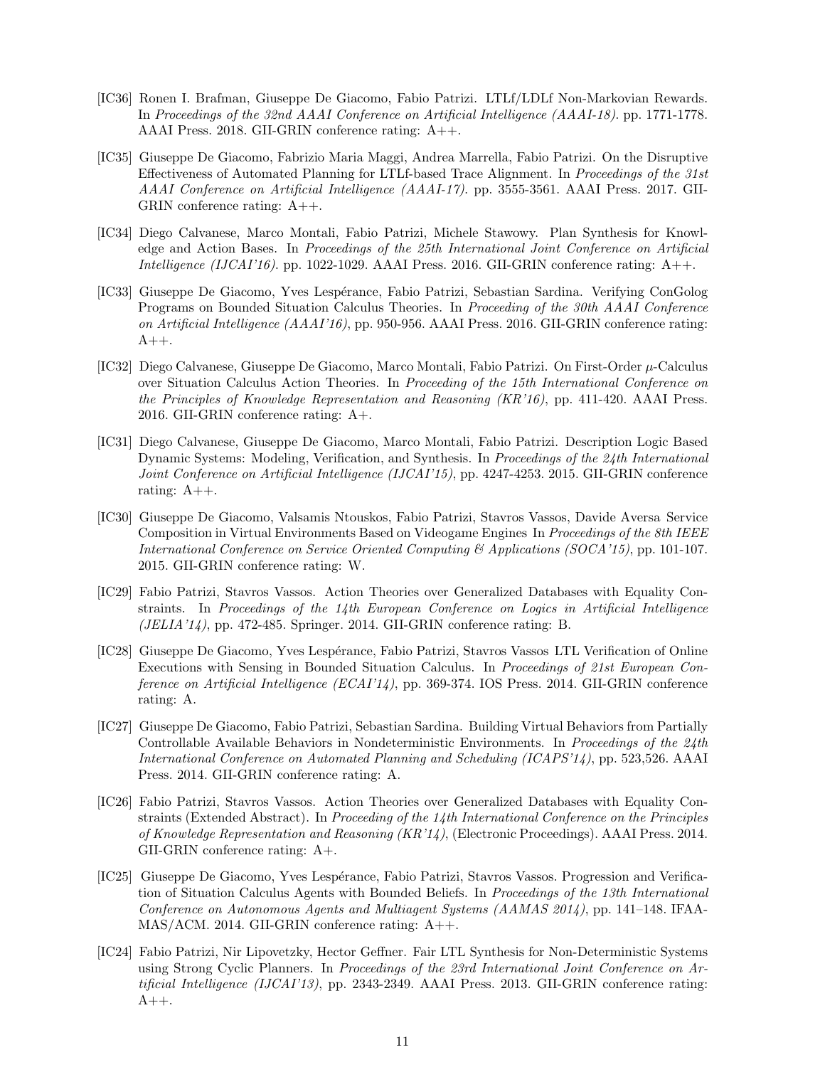[IC36] Ronen I. Brafman, Giuseppe De Giacomo, Fabio Patrizi. LTLf/LDLf Non-Markovian Rewards. In *Proceedings of the 32nd AAAI Conference on Artificial Intelligence (AAAI-18)*. pp. 1771-1778. AAAI Press. 2018. GII-GRIN conference rating: A++.

[IC35] Giuseppe De Giacomo, Fabrizio Maria Maggi, Andrea Marrella, Fabio Patrizi. On the Disruptive Effectiveness of Automated Planning for LTLf-based Trace Alignment. In *Proceedings of the 31st AAAI Conference on Artificial Intelligence (AAAI-17)*. pp. 3555-3561. AAAI Press. 2017. GII-GRIN conference rating: A++.

[IC34] Diego Calvanese, Marco Montali, Fabio Patrizi, Michele Stawowy. Plan Synthesis for Knowledge and Action Bases. In *Proceedings of the 25th International Joint Conference on Artificial Intelligence (IJCAI'16)*. pp. 1022-1029. AAAI Press. 2016. GII-GRIN conference rating: A++.

[IC33] Giuseppe De Giacomo, Yves Lespérance, Fabio Patrizi, Sebastian Sardina. Verifying ConGolog Programs on Bounded Situation Calculus Theories. In *Proceeding of the 30th AAAI Conference on Artificial Intelligence (AAAI'16)*, pp. 950-956. AAAI Press. 2016. GII-GRIN conference rating: A++.

[IC32] Diego Calvanese, Giuseppe De Giacomo, Marco Montali, Fabio Patrizi. On First-Order $\mu$-Calculus over Situation Calculus Action Theories. In *Proceeding of the 15th International Conference on the Principles of Knowledge Representation and Reasoning (KR'16)*, pp. 411-420. AAAI Press. 2016. GII-GRIN conference rating: A+.

[IC31] Diego Calvanese, Giuseppe De Giacomo, Marco Montali, Fabio Patrizi. Description Logic Based Dynamic Systems: Modeling, Verification, and Synthesis. In *Proceedings of the 24th International Joint Conference on Artificial Intelligence (IJCAI'15)*, pp. 4247-4253. 2015. GII-GRIN conference rating: A++.

[IC30] Giuseppe De Giacomo, Valsamis Ntouskos, Fabio Patrizi, Stavros Vassos, Davide Aversa Service Composition in Virtual Environments Based on Videogame Engines In *Proceedings of the 8th IEEE International Conference on Service Oriented Computing & Applications (SOCA'15)*, pp. 101-107. 2015. GII-GRIN conference rating: W.

[IC29] Fabio Patrizi, Stavros Vassos. Action Theories over Generalized Databases with Equality Constraints. In *Proceedings of the 14th European Conference on Logics in Artificial Intelligence (JELIA'14)*, pp. 472-485. Springer. 2014. GII-GRIN conference rating: B.

[IC28] Giuseppe De Giacomo, Yves Lespérance, Fabio Patrizi, Stavros Vassos LTL Verification of Online Executions with Sensing in Bounded Situation Calculus. In *Proceedings of 21st European Conference on Artificial Intelligence (ECAI'14)*, pp. 369-374. IOS Press. 2014. GII-GRIN conference rating: A.

[IC27] Giuseppe De Giacomo, Fabio Patrizi, Sebastian Sardina. Building Virtual Behaviors from Partially Controllable Available Behaviors in Nondeterministic Environments. In *Proceedings of the 24th International Conference on Automated Planning and Scheduling (ICAPS'14)*, pp. 523,526. AAAI Press. 2014. GII-GRIN conference rating: A.

[IC26] Fabio Patrizi, Stavros Vassos. Action Theories over Generalized Databases with Equality Constraints (Extended Abstract). In *Proceeding of the 14th International Conference on the Principles of Knowledge Representation and Reasoning (KR'14)*, (Electronic Proceedings). AAAI Press. 2014. GII-GRIN conference rating: A+.

[IC25] Giuseppe De Giacomo, Yves Lespérance, Fabio Patrizi, Stavros Vassos. Progression and Verification of Situation Calculus Agents with Bounded Beliefs. In *Proceedings of the 13th International Conference on Autonomous Agents and Multiagent Systems (AAMAS 2014)*, pp. 141–148. IFAAMAS/ACM. 2014. GII-GRIN conference rating: A++.

[IC24] Fabio Patrizi, Nir Lipovetzky, Hector Geffner. Fair LTL Synthesis for Non-Deterministic Systems using Strong Cyclic Planners. In *Proceedings of the 23rd International Joint Conference on Artificial Intelligence (IJCAI'13)*, pp. 2343-2349. AAAI Press. 2013. GII-GRIN conference rating: A++.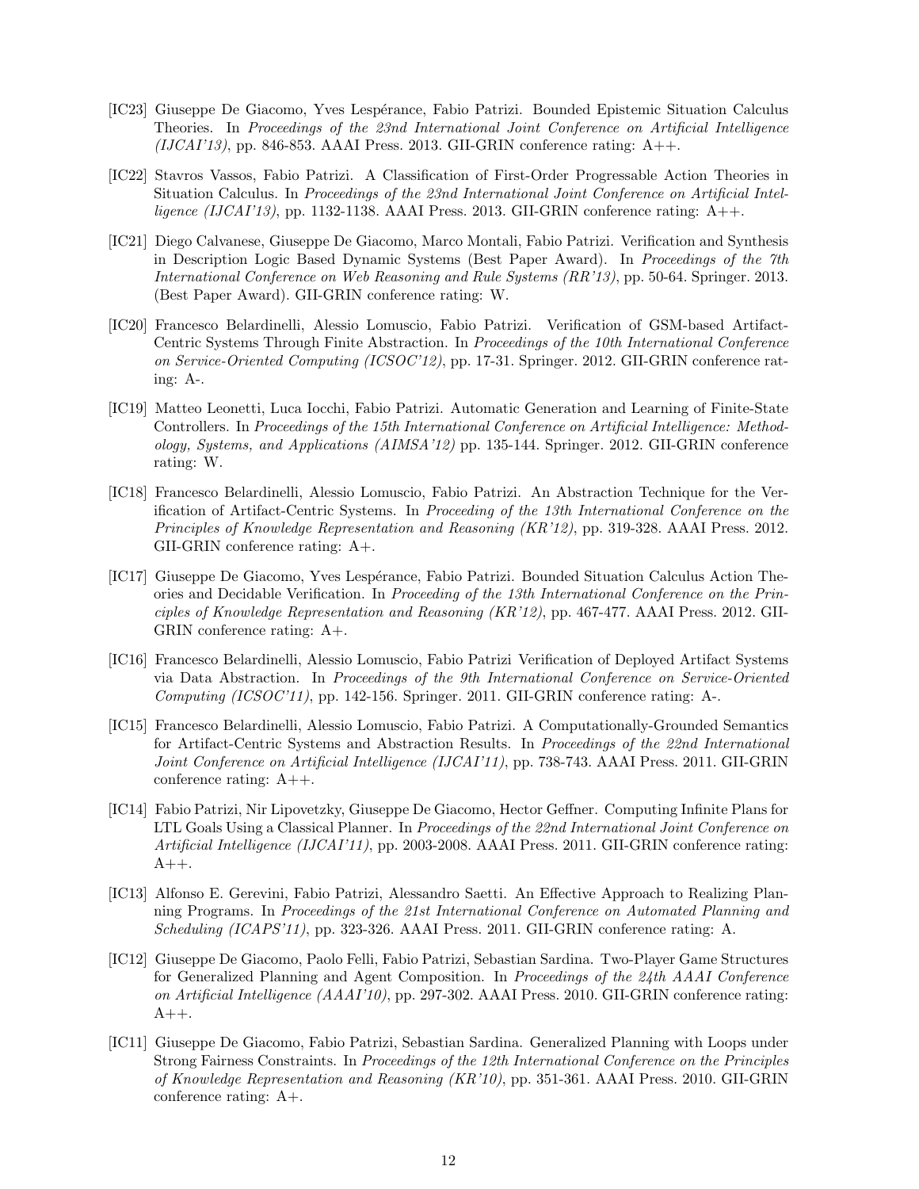[IC23] Giuseppe De Giacomo, Yves Lespérance, Fabio Patrizi. Bounded Epistemic Situation Calculus Theories. In *Proceedings of the 23nd International Joint Conference on Artificial Intelligence (IJCAI'13)*, pp. 846-853. AAAI Press. 2013. GII-GRIN conference rating: A++.

[IC22] Stavros Vassos, Fabio Patrizi. A Classification of First-Order Progressable Action Theories in Situation Calculus. In *Proceedings of the 23nd International Joint Conference on Artificial Intelligence (IJCAI'13)*, pp. 1132-1138. AAAI Press. 2013. GII-GRIN conference rating: A++.

[IC21] Diego Calvanese, Giuseppe De Giacomo, Marco Montali, Fabio Patrizi. Verification and Synthesis in Description Logic Based Dynamic Systems (Best Paper Award). In *Proceedings of the 7th International Conference on Web Reasoning and Rule Systems (RR'13)*, pp. 50-64. Springer. 2013. (Best Paper Award). GII-GRIN conference rating: W.

[IC20] Francesco Belardinelli, Alessio Lomuscio, Fabio Patrizi. Verification of GSM-based Artifact-Centric Systems Through Finite Abstraction. In *Proceedings of the 10th International Conference on Service-Oriented Computing (ICSOC'12)*, pp. 17-31. Springer. 2012. GII-GRIN conference rating: A-.

[IC19] Matteo Leonetti, Luca Iocchi, Fabio Patrizi. Automatic Generation and Learning of Finite-State Controllers. In *Proceedings of the 15th International Conference on Artificial Intelligence: Methodology, Systems, and Applications (AIMSA'12)* pp. 135-144. Springer. 2012. GII-GRIN conference rating: W.

[IC18] Francesco Belardinelli, Alessio Lomuscio, Fabio Patrizi. An Abstraction Technique for the Verification of Artifact-Centric Systems. In *Proceeding of the 13th International Conference on the Principles of Knowledge Representation and Reasoning (KR'12)*, pp. 319-328. AAAI Press. 2012. GII-GRIN conference rating: A+.

[IC17] Giuseppe De Giacomo, Yves Lespérance, Fabio Patrizi. Bounded Situation Calculus Action Theories and Decidable Verification. In *Proceeding of the 13th International Conference on the Principles of Knowledge Representation and Reasoning (KR'12)*, pp. 467-477. AAAI Press. 2012. GII-GRIN conference rating: A+.

[IC16] Francesco Belardinelli, Alessio Lomuscio, Fabio Patrizi Verification of Deployed Artifact Systems via Data Abstraction. In *Proceedings of the 9th International Conference on Service-Oriented Computing (ICSOC'11)*, pp. 142-156. Springer. 2011. GII-GRIN conference rating: A-.

[IC15] Francesco Belardinelli, Alessio Lomuscio, Fabio Patrizi. A Computationally-Grounded Semantics for Artifact-Centric Systems and Abstraction Results. In *Proceedings of the 22nd International Joint Conference on Artificial Intelligence (IJCAI'11)*, pp. 738-743. AAAI Press. 2011. GII-GRIN conference rating: A++.

[IC14] Fabio Patrizi, Nir Lipovetzky, Giuseppe De Giacomo, Hector Geffner. Computing Infinite Plans for LTL Goals Using a Classical Planner. In *Proceedings of the 22nd International Joint Conference on Artificial Intelligence (IJCAI'11)*, pp. 2003-2008. AAAI Press. 2011. GII-GRIN conference rating: A++.

[IC13] Alfonso E. Gerevini, Fabio Patrizi, Alessandro Saetti. An Effective Approach to Realizing Planning Programs. In *Proceedings of the 21st International Conference on Automated Planning and Scheduling (ICAPS'11)*, pp. 323-326. AAAI Press. 2011. GII-GRIN conference rating: A.

[IC12] Giuseppe De Giacomo, Paolo Felli, Fabio Patrizi, Sebastian Sardina. Two-Player Game Structures for Generalized Planning and Agent Composition. In *Proceedings of the 24th AAAI Conference on Artificial Intelligence (AAAI'10)*, pp. 297-302. AAAI Press. 2010. GII-GRIN conference rating: A++.

[IC11] Giuseppe De Giacomo, Fabio Patrizi, Sebastian Sardina. Generalized Planning with Loops under Strong Fairness Constraints. In *Proceedings of the 12th International Conference on the Principles of Knowledge Representation and Reasoning (KR'10)*, pp. 351-361. AAAI Press. 2010. GII-GRIN conference rating: A+.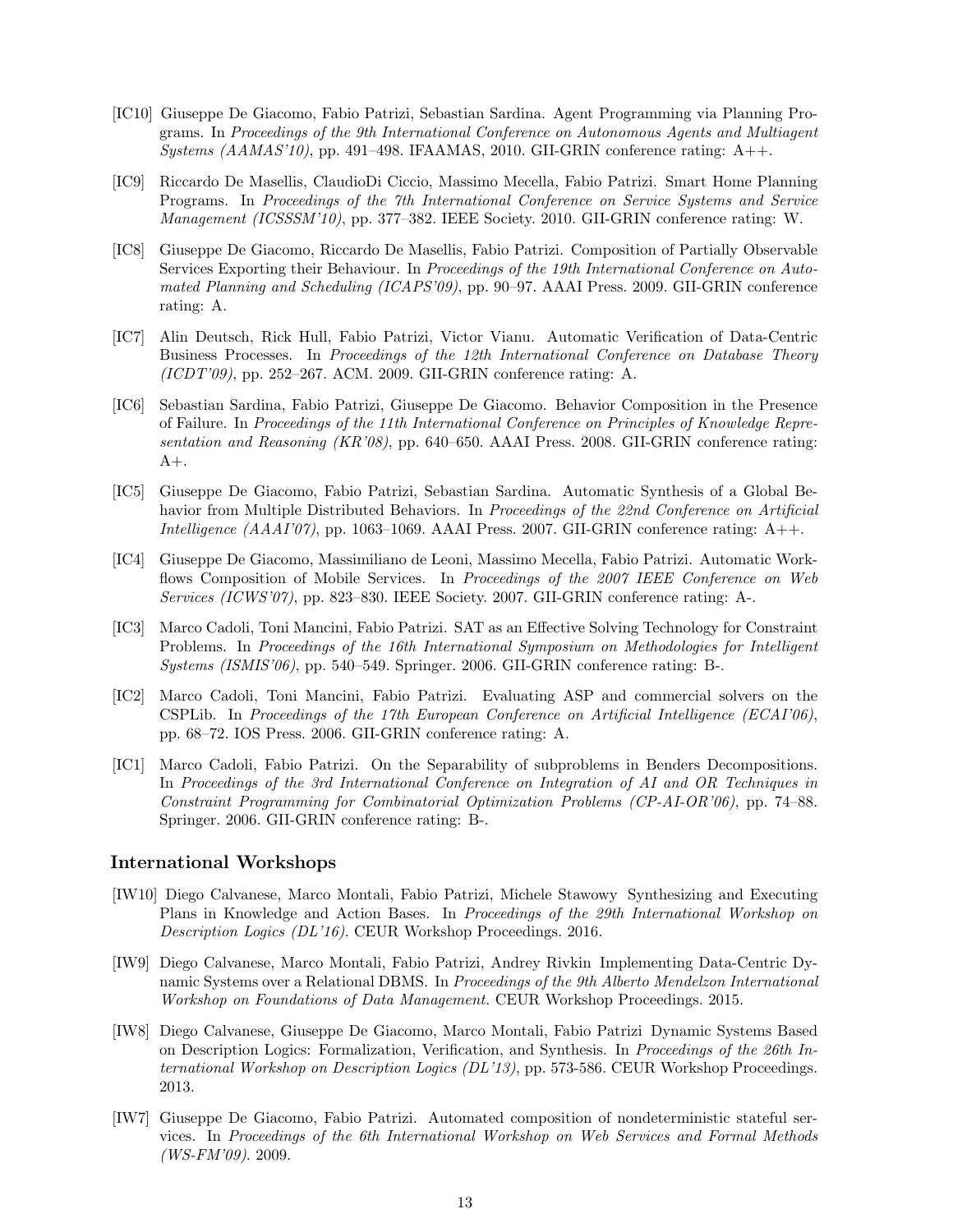[IC10] Giuseppe De Giacomo, Fabio Patrizi, Sebastian Sardina. Agent Programming via Planning Programs. In *Proceedings of the 9th International Conference on Autonomous Agents and Multiagent Systems (AAMAS'10)*, pp. 491–498. IFAAMAS, 2010. GII-GRIN conference rating: A++.

[IC9] Riccardo De Masellis, ClaudioDi Ciccio, Massimo Mecella, Fabio Patrizi. Smart Home Planning Programs. In *Proceedings of the 7th International Conference on Service Systems and Service Management (ICSSSM'10)*, pp. 377–382. IEEE Society. 2010. GII-GRIN conference rating: W.

[IC8] Giuseppe De Giacomo, Riccardo De Masellis, Fabio Patrizi. Composition of Partially Observable Services Exporting their Behaviour. In *Proceedings of the 19th International Conference on Automated Planning and Scheduling (ICAPS'09)*, pp. 90–97. AAAI Press. 2009. GII-GRIN conference rating: A.

[IC7] Alin Deutsch, Rick Hull, Fabio Patrizi, Victor Vianu. Automatic Verification of Data-Centric Business Processes. In *Proceedings of the 12th International Conference on Database Theory (ICDT'09)*, pp. 252–267. ACM. 2009. GII-GRIN conference rating: A.

[IC6] Sebastian Sardina, Fabio Patrizi, Giuseppe De Giacomo. Behavior Composition in the Presence of Failure. In *Proceedings of the 11th International Conference on Principles of Knowledge Representation and Reasoning (KR'08)*, pp. 640–650. AAAI Press. 2008. GII-GRIN conference rating: A+.

[IC5] Giuseppe De Giacomo, Fabio Patrizi, Sebastian Sardina. Automatic Synthesis of a Global Behavior from Multiple Distributed Behaviors. In *Proceedings of the 22nd Conference on Artificial Intelligence (AAAI'07)*, pp. 1063–1069. AAAI Press. 2007. GII-GRIN conference rating: A++.

[IC4] Giuseppe De Giacomo, Massimiliano de Leoni, Massimo Mecella, Fabio Patrizi. Automatic Workflows Composition of Mobile Services. In *Proceedings of the 2007 IEEE Conference on Web Services (ICWS'07)*, pp. 823–830. IEEE Society. 2007. GII-GRIN conference rating: A-.

[IC3] Marco Cadoli, Toni Mancini, Fabio Patrizi. SAT as an Effective Solving Technology for Constraint Problems. In *Proceedings of the 16th International Symposium on Methodologies for Intelligent Systems (ISMIS'06)*, pp. 540–549. Springer. 2006. GII-GRIN conference rating: B-.

[IC2] Marco Cadoli, Toni Mancini, Fabio Patrizi. Evaluating ASP and commercial solvers on the CSPLib. In *Proceedings of the 17th European Conference on Artificial Intelligence (ECAI'06)*, pp. 68–72. IOS Press. 2006. GII-GRIN conference rating: A.

[IC1] Marco Cadoli, Fabio Patrizi. On the Separability of subproblems in Benders Decompositions. In *Proceedings of the 3rd International Conference on Integration of AI and OR Techniques in Constraint Programming for Combinatorial Optimization Problems (CP-AI-OR'06)*, pp. 74–88. Springer. 2006. GII-GRIN conference rating: B-.

### International Workshops

[IW10] Diego Calvanese, Marco Montali, Fabio Patrizi, Michele Stawowy Synthesizing and Executing Plans in Knowledge and Action Bases. In *Proceedings of the 29th International Workshop on Description Logics (DL'16)*. CEUR Workshop Proceedings. 2016.

[IW9] Diego Calvanese, Marco Montali, Fabio Patrizi, Andrey Rivkin Implementing Data-Centric Dynamic Systems over a Relational DBMS. In *Proceedings of the 9th Alberto Mendelzon International Workshop on Foundations of Data Management*. CEUR Workshop Proceedings. 2015.

[IW8] Diego Calvanese, Giuseppe De Giacomo, Marco Montali, Fabio Patrizi Dynamic Systems Based on Description Logics: Formalization, Verification, and Synthesis. In *Proceedings of the 26th International Workshop on Description Logics (DL'13)*, pp. 573-586. CEUR Workshop Proceedings. 2013.

[IW7] Giuseppe De Giacomo, Fabio Patrizi. Automated composition of nondeterministic stateful services. In *Proceedings of the 6th International Workshop on Web Services and Formal Methods (WS-FM'09)*. 2009.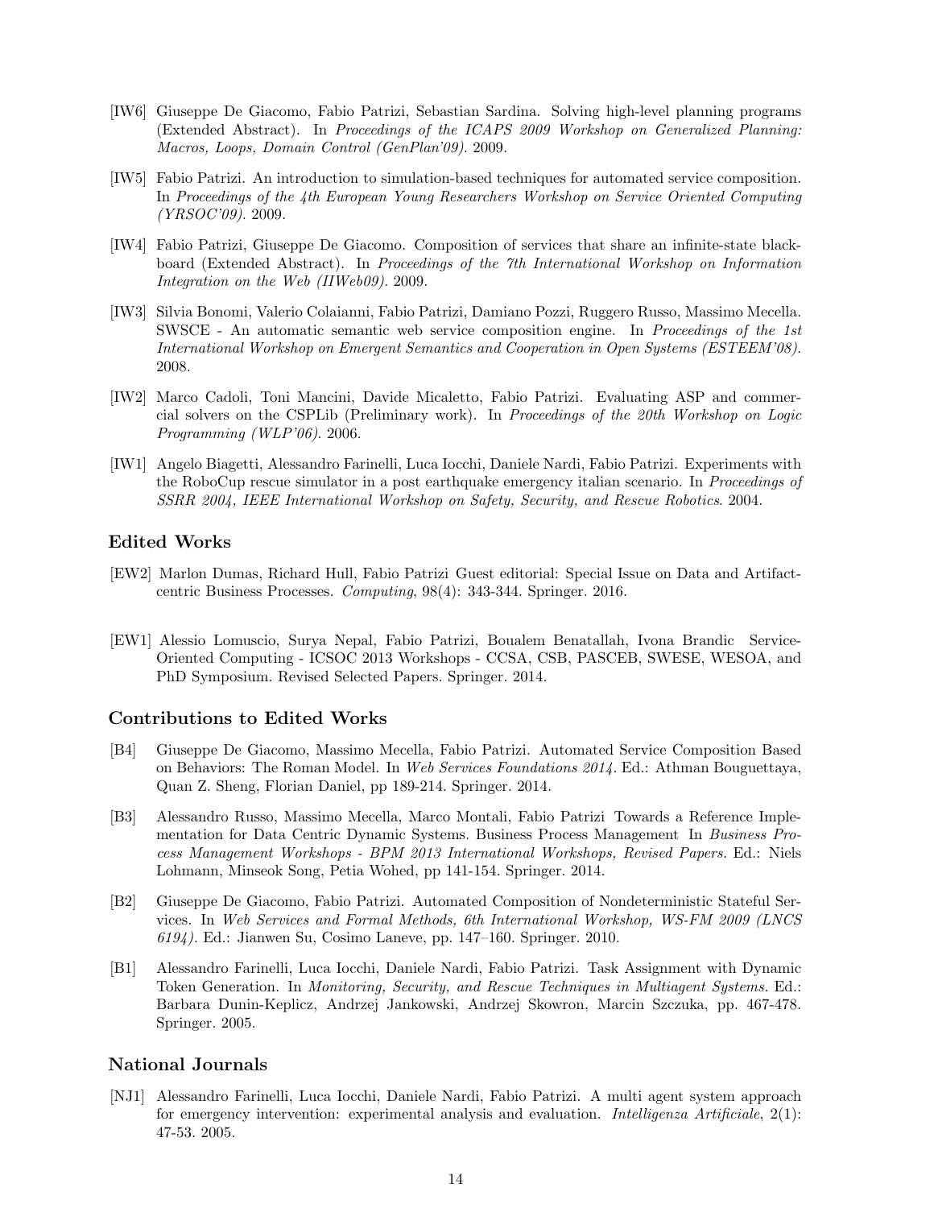[IW6] Giuseppe De Giacomo, Fabio Patrizi, Sebastian Sardina. Solving high-level planning programs (Extended Abstract). In *Proceedings of the ICAPS 2009 Workshop on Generalized Planning: Macros, Loops, Domain Control (GenPlan'09)*. 2009.

[IW5] Fabio Patrizi. An introduction to simulation-based techniques for automated service composition. In *Proceedings of the 4th European Young Researchers Workshop on Service Oriented Computing (YRSOC'09)*. 2009.

[IW4] Fabio Patrizi, Giuseppe De Giacomo. Composition of services that share an infinite-state blackboard (Extended Abstract). In *Proceedings of the 7th International Workshop on Information Integration on the Web (IIWeb09)*. 2009.

[IW3] Silvia Bonomi, Valerio Colaianni, Fabio Patrizi, Damiano Pozzi, Ruggero Russo, Massimo Mecella. SWSCE - An automatic semantic web service composition engine. In *Proceedings of the 1st International Workshop on Emergent Semantics and Cooperation in Open Systems (ESTEEM'08)*. 2008.

[IW2] Marco Cadoli, Toni Mancini, Davide Micaletto, Fabio Patrizi. Evaluating ASP and commercial solvers on the CSPLib (Preliminary work). In *Proceedings of the 20th Workshop on Logic Programming (WLP'06)*. 2006.

[IW1] Angelo Biagetti, Alessandro Farinelli, Luca Iocchi, Daniele Nardi, Fabio Patrizi. Experiments with the RoboCup rescue simulator in a post earthquake emergency italian scenario. In *Proceedings of SSRR 2004, IEEE International Workshop on Safety, Security, and Rescue Robotics*. 2004.

### Edited Works

[EW2] Marlon Dumas, Richard Hull, Fabio Patrizi Guest editorial: Special Issue on Data and Artifact-centric Business Processes. *Computing*, 98(4): 343-344. Springer. 2016.

[EW1] Alessio Lomuscio, Surya Nepal, Fabio Patrizi, Boualem Benatallah, Ivona Brandic Service-Oriented Computing - ICSOC 2013 Workshops - CCSA, CSB, PASCEB, SWESE, WESOA, and PhD Symposium. Revised Selected Papers. Springer. 2014.

### Contributions to Edited Works

[B4] Giuseppe De Giacomo, Massimo Mecella, Fabio Patrizi. Automated Service Composition Based on Behaviors: The Roman Model. In *Web Services Foundations 2014*. Ed.: Athman Bouguettaya, Quan Z. Sheng, Florian Daniel, pp 189-214. Springer. 2014.

[B3] Alessandro Russo, Massimo Mecella, Marco Montali, Fabio Patrizi Towards a Reference Implementation for Data Centric Dynamic Systems. Business Process Management In *Business Process Management Workshops - BPM 2013 International Workshops, Revised Papers.* Ed.: Niels Lohmann, Minseok Song, Petia Wohed, pp 141-154. Springer. 2014.

[B2] Giuseppe De Giacomo, Fabio Patrizi. Automated Composition of Nondeterministic Stateful Services. In *Web Services and Formal Methods, 6th International Workshop, WS-FM 2009 (LNCS 6194)*. Ed.: Jianwen Su, Cosimo Laneve, pp. 147–160. Springer. 2010.

[B1] Alessandro Farinelli, Luca Iocchi, Daniele Nardi, Fabio Patrizi. Task Assignment with Dynamic Token Generation. In *Monitoring, Security, and Rescue Techniques in Multiagent Systems.* Ed.: Barbara Dunin-Keplicz, Andrzej Jankowski, Andrzej Skowron, Marcin Szczuka, pp. 467-478. Springer. 2005.

### National Journals

[NJ1] Alessandro Farinelli, Luca Iocchi, Daniele Nardi, Fabio Patrizi. A multi agent system approach for emergency intervention: experimental analysis and evaluation. *Intelligenza Artificiale*, 2(1): 47-53. 2005.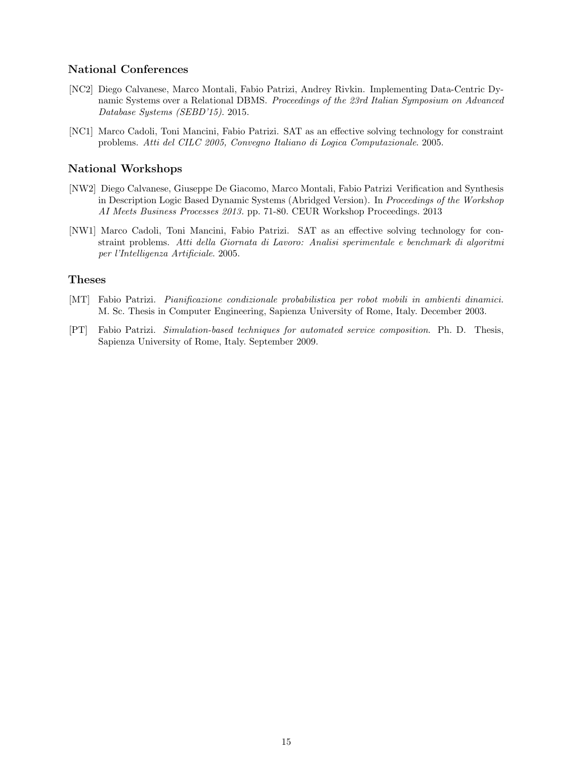### National Conferences

[NC2] Diego Calvanese, Marco Montali, Fabio Patrizi, Andrey Rivkin. Implementing Data-Centric Dynamic Systems over a Relational DBMS. *Proceedings of the 23rd Italian Symposium on Advanced Database Systems (SEBD'15)*. 2015.

[NC1] Marco Cadoli, Toni Mancini, Fabio Patrizi. SAT as an effective solving technology for constraint problems. *Atti del CILC 2005, Convegno Italiano di Logica Computazionale*. 2005.

### National Workshops

[NW2] Diego Calvanese, Giuseppe De Giacomo, Marco Montali, Fabio Patrizi Verification and Synthesis in Description Logic Based Dynamic Systems (Abridged Version). In *Proceedings of the Workshop AI Meets Business Processes 2013.* pp. 71-80. CEUR Workshop Proceedings. 2013

[NW1] Marco Cadoli, Toni Mancini, Fabio Patrizi. SAT as an effective solving technology for constraint problems. *Atti della Giornata di Lavoro: Analisi sperimentale e benchmark di algoritmi per l'Intelligenza Artificiale*. 2005.

### Theses

[MT] Fabio Patrizi. *Pianificazione condizionale probabilistica per robot mobili in ambienti dinamici.* M. Sc. Thesis in Computer Engineering, Sapienza University of Rome, Italy. December 2003.

[PT] Fabio Patrizi. *Simulation-based techniques for automated service composition.* Ph. D. Thesis, Sapienza University of Rome, Italy. September 2009.